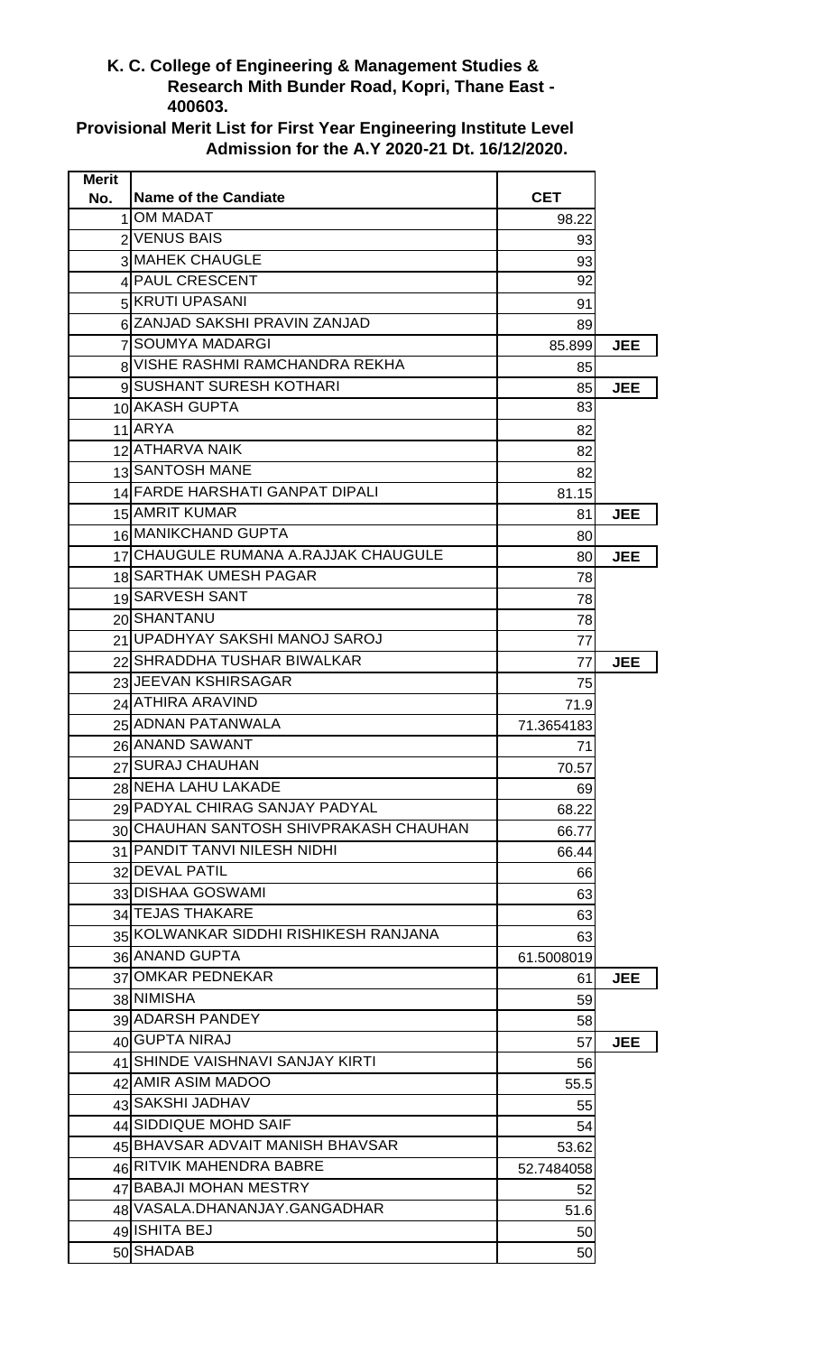**K. C. College of Engineering & Management Studies & Research Mith Bunder Road, Kopri, Thane East - 400603.**

**Provisional Merit List for First Year Engineering Institute Level Admission for the A.Y 2020-21 Dt. 16/12/2020.**

| Merit No. | Name of the Candiate | CET | |
|---|---|---|---|
| 1 | OM MADAT | 98.22 | |
| 2 | VENUS BAIS | 93 | |
| 3 | MAHEK CHAUGLE | 93 | |
| 4 | PAUL CRESCENT | 92 | |
| 5 | KRUTI UPASANI | 91 | |
| 6 | ZANJAD SAKSHI PRAVIN ZANJAD | 89 | |
| 7 | SOUMYA MADARGI | 85.899 | JEE |
| 8 | VISHE RASHMI RAMCHANDRA REKHA | 85 | |
| 9 | SUSHANT SURESH KOTHARI | 85 | JEE |
| 10 | AKASH GUPTA | 83 | |
| 11 | ARYA | 82 | |
| 12 | ATHARVA NAIK | 82 | |
| 13 | SANTOSH MANE | 82 | |
| 14 | FARDE HARSHATI GANPAT DIPALI | 81.15 | |
| 15 | AMRIT KUMAR | 81 | JEE |
| 16 | MANIKCHAND GUPTA | 80 | |
| 17 | CHAUGULE RUMANA A.RAJJAK CHAUGULE | 80 | JEE |
| 18 | SARTHAK UMESH PAGAR | 78 | |
| 19 | SARVESH SANT | 78 | |
| 20 | SHANTANU | 78 | |
| 21 | UPADHYAY SAKSHI MANOJ SAROJ | 77 | |
| 22 | SHRADDHA TUSHAR BIWALKAR | 77 | JEE |
| 23 | JEEVAN KSHIRSAGAR | 75 | |
| 24 | ATHIRA ARAVIND | 71.9 | |
| 25 | ADNAN PATANWALA | 71.3654183 | |
| 26 | ANAND SAWANT | 71 | |
| 27 | SURAJ CHAUHAN | 70.57 | |
| 28 | NEHA LAHU LAKADE | 69 | |
| 29 | PADYAL CHIRAG SANJAY PADYAL | 68.22 | |
| 30 | CHAUHAN SANTOSH SHIVPRAKASH CHAUHAN | 66.77 | |
| 31 | PANDIT TANVI NILESH NIDHI | 66.44 | |
| 32 | DEVAL PATIL | 66 | |
| 33 | DISHAA GOSWAMI | 63 | |
| 34 | TEJAS THAKARE | 63 | |
| 35 | KOLWANKAR SIDDHI RISHIKESH RANJANA | 63 | |
| 36 | ANAND GUPTA | 61.5008019 | |
| 37 | OMKAR PEDNEKAR | 61 | JEE |
| 38 | NIMISHA | 59 | |
| 39 | ADARSH PANDEY | 58 | |
| 40 | GUPTA NIRAJ | 57 | JEE |
| 41 | SHINDE VAISHNAVI SANJAY KIRTI | 56 | |
| 42 | AMIR ASIM MADOO | 55.5 | |
| 43 | SAKSHI JADHAV | 55 | |
| 44 | SIDDIQUE MOHD SAIF | 54 | |
| 45 | BHAVSAR ADVAIT MANISH BHAVSAR | 53.62 | |
| 46 | RITVIK MAHENDRA BABRE | 52.7484058 | |
| 47 | BABAJI MOHAN MESTRY | 52 | |
| 48 | VASALA.DHANANJAY.GANGADHAR | 51.6 | |
| 49 | ISHITA BEJ | 50 | |
| 50 | SHADAB | 50 | |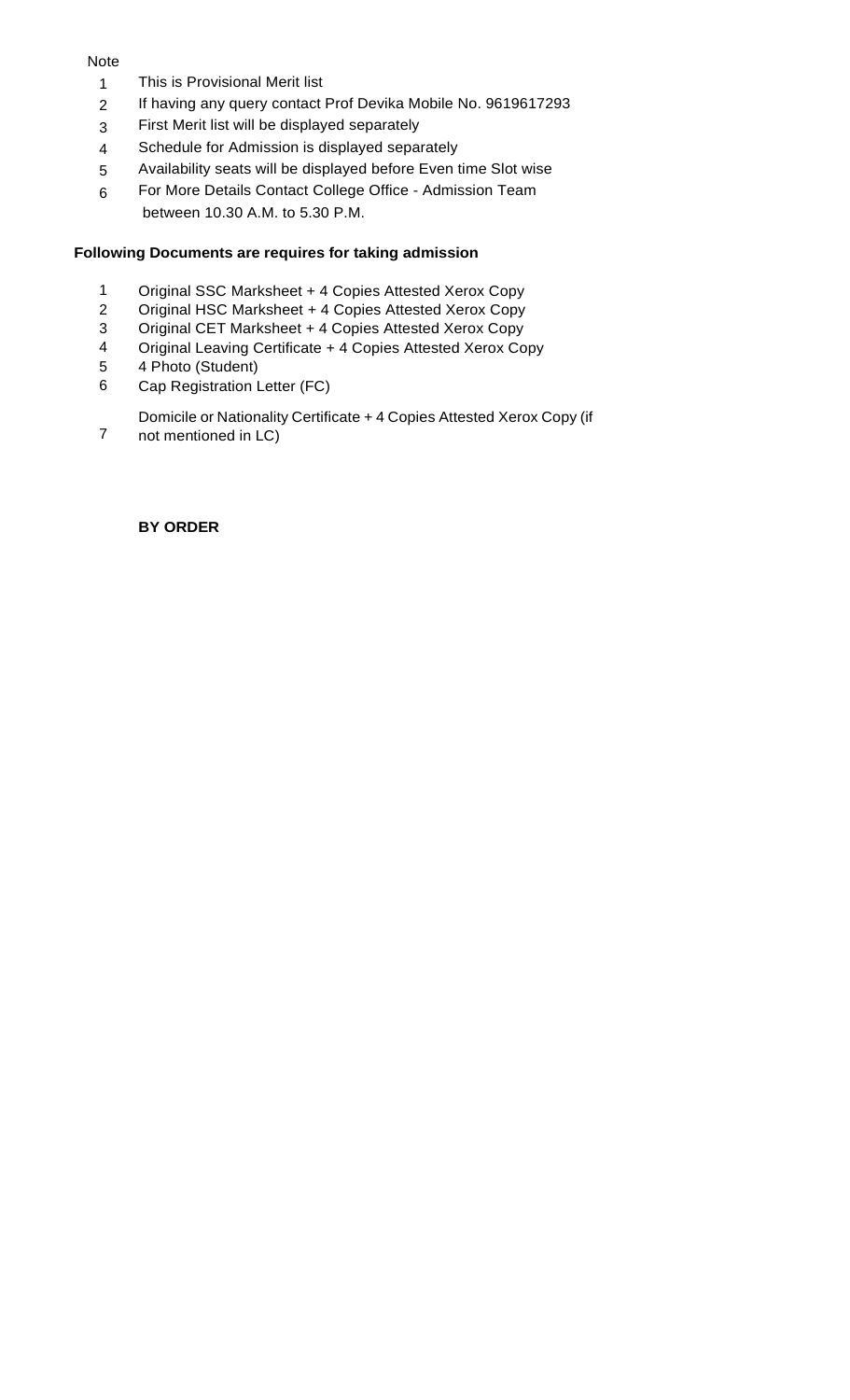Note

1. This is Provisional Merit list
2. If having any query contact Prof Devika Mobile No. 9619617293
3. First Merit list will be displayed separately
4. Schedule for Admission is displayed separately
5. Availability seats will be displayed before Even time Slot wise
6. For More Details Contact College Office - Admission Team between 10.30 A.M. to 5.30 P.M.

**Following Documents are requires for taking admission**

1. Original SSC Marksheet + 4 Copies Attested Xerox Copy
2. Original HSC Marksheet + 4 Copies Attested Xerox Copy
3. Original CET Marksheet + 4 Copies Attested Xerox Copy
4. Original Leaving Certificate + 4 Copies Attested Xerox Copy
5. 4 Photo (Student)
6. Cap Registration Letter (FC)
7. Domicile or Nationality Certificate + 4 Copies Attested Xerox Copy (if not mentioned in LC)

**BY ORDER**